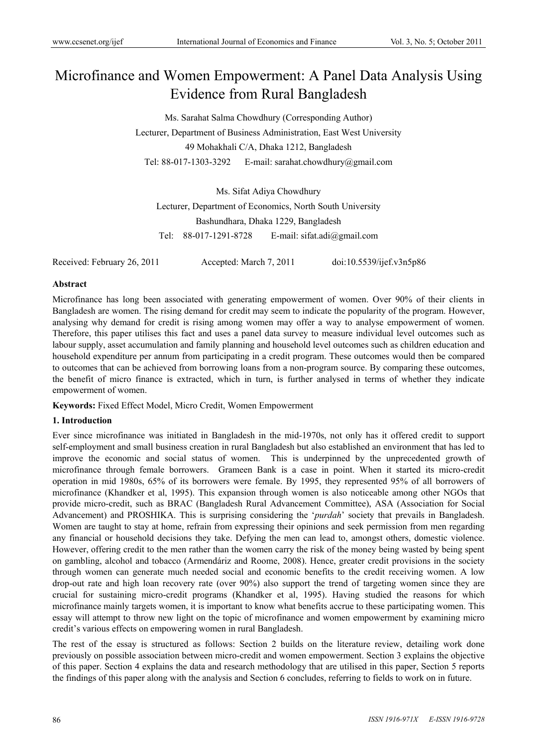# Microfinance and Women Empowerment: A Panel Data Analysis Using Evidence from Rural Bangladesh

Ms. Sarahat Salma Chowdhury (Corresponding Author)

Lecturer, Department of Business Administration, East West University

49 Mohakhali C/A, Dhaka 1212, Bangladesh

Tel: 88-017-1303-3292 E-mail: sarahat.chowdhury@gmail.com

Ms. Sifat Adiya Chowdhury

Lecturer, Department of Economics, North South University

Bashundhara, Dhaka 1229, Bangladesh

Tel: 88-017-1291-8728 E-mail: sifat.adi@gmail.com

Received: February 26, 2011 Accepted: March 7, 2011 doi:10.5539/ijef.v3n5p86

**Abstract**

Microfinance has long been associated with generating empowerment of women. Over 90% of their clients in Bangladesh are women. The rising demand for credit may seem to indicate the popularity of the program. However, analysing why demand for credit is rising among women may offer a way to analyse empowerment of women. Therefore, this paper utilises this fact and uses a panel data survey to measure individual level outcomes such as labour supply, asset accumulation and family planning and household level outcomes such as children education and household expenditure per annum from participating in a credit program. These outcomes would then be compared to outcomes that can be achieved from borrowing loans from a non-program source. By comparing these outcomes, the benefit of micro finance is extracted, which in turn, is further analysed in terms of whether they indicate empowerment of women.

**Keywords:** Fixed Effect Model, Micro Credit, Women Empowerment

## 1. Introduction

Ever since microfinance was initiated in Bangladesh in the mid-1970s, not only has it offered credit to support self-employment and small business creation in rural Bangladesh but also established an environment that has led to improve the economic and social status of women. This is underpinned by the unprecedented growth of microfinance through female borrowers. Grameen Bank is a case in point. When it started its micro-credit operation in mid 1980s, 65% of its borrowers were female. By 1995, they represented 95% of all borrowers of microfinance (Khandker et al, 1995). This expansion through women is also noticeable among other NGOs that provide micro-credit, such as BRAC (Bangladesh Rural Advancement Committee), ASA (Association for Social Advancement) and PROSHIKA. This is surprising considering the '*purdah*' society that prevails in Bangladesh. Women are taught to stay at home, refrain from expressing their opinions and seek permission from men regarding any financial or household decisions they take. Defying the men can lead to, amongst others, domestic violence. However, offering credit to the men rather than the women carry the risk of the money being wasted by being spent on gambling, alcohol and tobacco (Armendáriz and Roome, 2008). Hence, greater credit provisions in the society through women can generate much needed social and economic benefits to the credit receiving women. A low drop-out rate and high loan recovery rate (over 90%) also support the trend of targeting women since they are crucial for sustaining micro-credit programs (Khandker et al, 1995). Having studied the reasons for which microfinance mainly targets women, it is important to know what benefits accrue to these participating women. This essay will attempt to throw new light on the topic of microfinance and women empowerment by examining micro credit's various effects on empowering women in rural Bangladesh.

The rest of the essay is structured as follows: Section 2 builds on the literature review, detailing work done previously on possible association between micro-credit and women empowerment. Section 3 explains the objective of this paper. Section 4 explains the data and research methodology that are utilised in this paper, Section 5 reports the findings of this paper along with the analysis and Section 6 concludes, referring to fields to work on in future.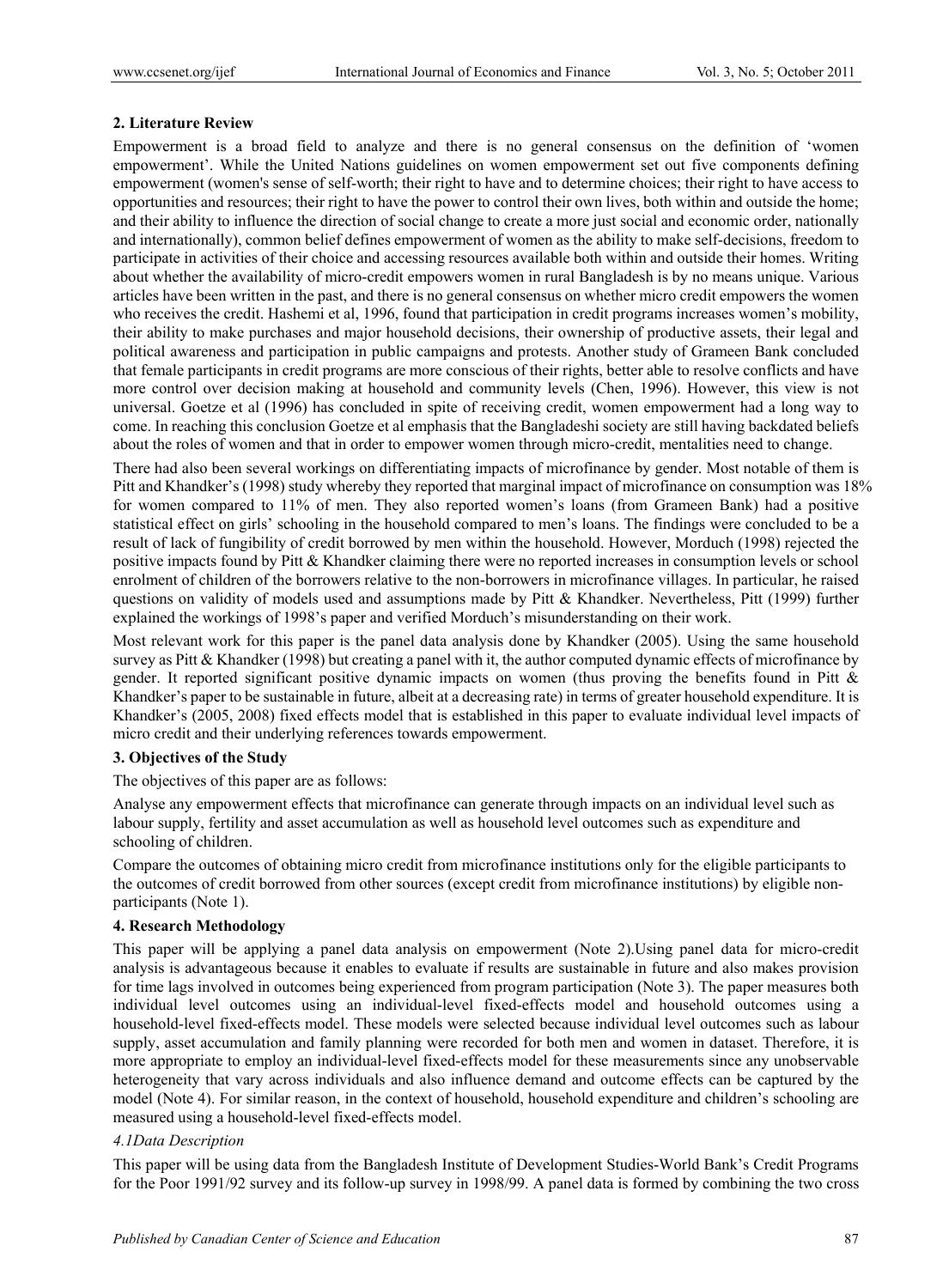## 2. Literature Review

Empowerment is a broad field to analyze and there is no general consensus on the definition of 'women empowerment'. While the United Nations guidelines on women empowerment set out five components defining empowerment (women's sense of self-worth; their right to have and to determine choices; their right to have access to opportunities and resources; their right to have the power to control their own lives, both within and outside the home; and their ability to influence the direction of social change to create a more just social and economic order, nationally and internationally), common belief defines empowerment of women as the ability to make self-decisions, freedom to participate in activities of their choice and accessing resources available both within and outside their homes. Writing about whether the availability of micro-credit empowers women in rural Bangladesh is by no means unique. Various articles have been written in the past, and there is no general consensus on whether micro credit empowers the women who receives the credit. Hashemi et al, 1996, found that participation in credit programs increases women's mobility, their ability to make purchases and major household decisions, their ownership of productive assets, their legal and political awareness and participation in public campaigns and protests. Another study of Grameen Bank concluded that female participants in credit programs are more conscious of their rights, better able to resolve conflicts and have more control over decision making at household and community levels (Chen, 1996). However, this view is not universal. Goetze et al (1996) has concluded in spite of receiving credit, women empowerment had a long way to come. In reaching this conclusion Goetze et al emphasis that the Bangladeshi society are still having backdated beliefs about the roles of women and that in order to empower women through micro-credit, mentalities need to change.

There had also been several workings on differentiating impacts of microfinance by gender. Most notable of them is Pitt and Khandker's (1998) study whereby they reported that marginal impact of microfinance on consumption was 18% for women compared to 11% of men. They also reported women's loans (from Grameen Bank) had a positive statistical effect on girls' schooling in the household compared to men's loans. The findings were concluded to be a result of lack of fungibility of credit borrowed by men within the household. However, Morduch (1998) rejected the positive impacts found by Pitt & Khandker claiming there were no reported increases in consumption levels or school enrolment of children of the borrowers relative to the non-borrowers in microfinance villages. In particular, he raised questions on validity of models used and assumptions made by Pitt & Khandker. Nevertheless, Pitt (1999) further explained the workings of 1998's paper and verified Morduch's misunderstanding on their work.

Most relevant work for this paper is the panel data analysis done by Khandker (2005). Using the same household survey as Pitt & Khandker (1998) but creating a panel with it, the author computed dynamic effects of microfinance by gender. It reported significant positive dynamic impacts on women (thus proving the benefits found in Pitt & Khandker's paper to be sustainable in future, albeit at a decreasing rate) in terms of greater household expenditure. It is Khandker's (2005, 2008) fixed effects model that is established in this paper to evaluate individual level impacts of micro credit and their underlying references towards empowerment.

## 3. Objectives of the Study

The objectives of this paper are as follows:

Analyse any empowerment effects that microfinance can generate through impacts on an individual level such as labour supply, fertility and asset accumulation as well as household level outcomes such as expenditure and schooling of children.

Compare the outcomes of obtaining micro credit from microfinance institutions only for the eligible participants to the outcomes of credit borrowed from other sources (except credit from microfinance institutions) by eligible non-participants (Note 1).

## 4. Research Methodology

This paper will be applying a panel data analysis on empowerment (Note 2).Using panel data for micro-credit analysis is advantageous because it enables to evaluate if results are sustainable in future and also makes provision for time lags involved in outcomes being experienced from program participation (Note 3). The paper measures both individual level outcomes using an individual-level fixed-effects model and household outcomes using a household-level fixed-effects model. These models were selected because individual level outcomes such as labour supply, asset accumulation and family planning were recorded for both men and women in dataset. Therefore, it is more appropriate to employ an individual-level fixed-effects model for these measurements since any unobservable heterogeneity that vary across individuals and also influence demand and outcome effects can be captured by the model (Note 4). For similar reason, in the context of household, household expenditure and children's schooling are measured using a household-level fixed-effects model.

### *4.1Data Description*

This paper will be using data from the Bangladesh Institute of Development Studies-World Bank's Credit Programs for the Poor 1991/92 survey and its follow-up survey in 1998/99. A panel data is formed by combining the two cross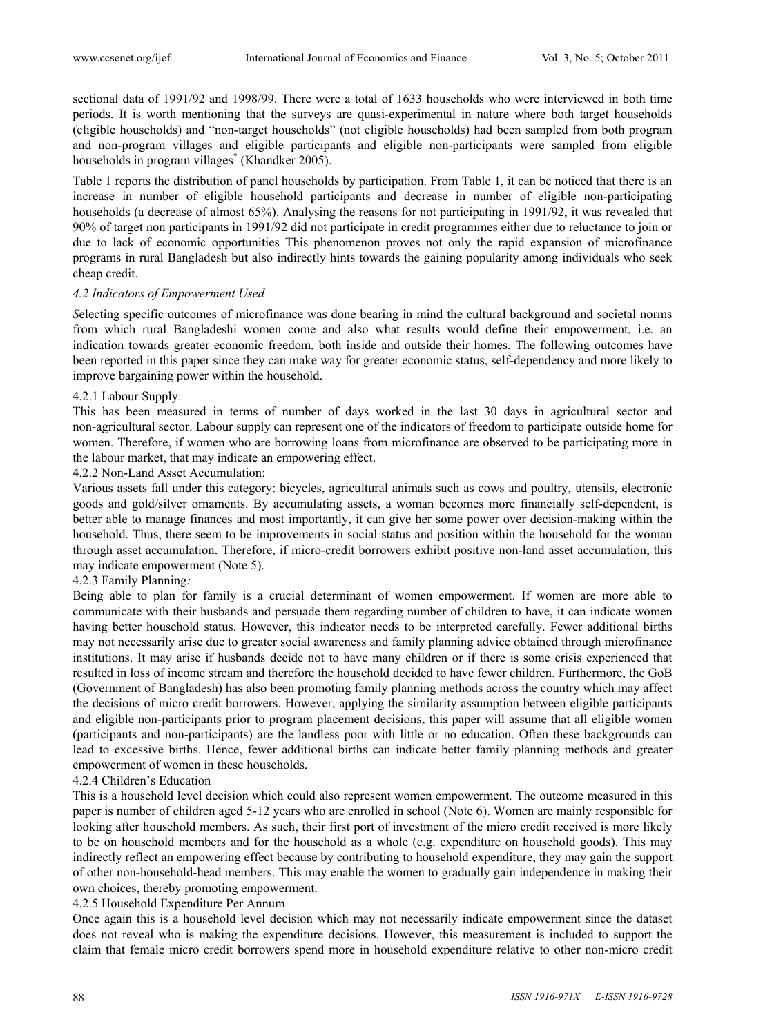sectional data of 1991/92 and 1998/99. There were a total of 1633 households who were interviewed in both time periods. It is worth mentioning that the surveys are quasi-experimental in nature where both target households (eligible households) and "non-target households" (not eligible households) had been sampled from both program and non-program villages and eligible participants and eligible non-participants were sampled from eligible households in program villages* (Khandker 2005).

Table 1 reports the distribution of panel households by participation. From Table 1, it can be noticed that there is an increase in number of eligible household participants and decrease in number of eligible non-participating households (a decrease of almost 65%). Analysing the reasons for not participating in 1991/92, it was revealed that 90% of target non participants in 1991/92 did not participate in credit programmes either due to reluctance to join or due to lack of economic opportunities This phenomenon proves not only the rapid expansion of microfinance programs in rural Bangladesh but also indirectly hints towards the gaining popularity among individuals who seek cheap credit.

### *4.2 Indicators of Empowerment Used*

*S*electing specific outcomes of microfinance was done bearing in mind the cultural background and societal norms from which rural Bangladeshi women come and also what results would define their empowerment, i.e. an indication towards greater economic freedom, both inside and outside their homes. The following outcomes have been reported in this paper since they can make way for greater economic status, self-dependency and more likely to improve bargaining power within the household.

#### 4.2.1 Labour Supply:

This has been measured in terms of number of days worked in the last 30 days in agricultural sector and non-agricultural sector. Labour supply can represent one of the indicators of freedom to participate outside home for women. Therefore, if women who are borrowing loans from microfinance are observed to be participating more in the labour market, that may indicate an empowering effect.

#### 4.2.2 Non-Land Asset Accumulation:

Various assets fall under this category: bicycles, agricultural animals such as cows and poultry, utensils, electronic goods and gold/silver ornaments. By accumulating assets, a woman becomes more financially self-dependent, is better able to manage finances and most importantly, it can give her some power over decision-making within the household. Thus, there seem to be improvements in social status and position within the household for the woman through asset accumulation. Therefore, if micro-credit borrowers exhibit positive non-land asset accumulation, this may indicate empowerment (Note 5).

#### 4.2.3 Family Planning*:*

Being able to plan for family is a crucial determinant of women empowerment. If women are more able to communicate with their husbands and persuade them regarding number of children to have, it can indicate women having better household status. However, this indicator needs to be interpreted carefully. Fewer additional births may not necessarily arise due to greater social awareness and family planning advice obtained through microfinance institutions. It may arise if husbands decide not to have many children or if there is some crisis experienced that resulted in loss of income stream and therefore the household decided to have fewer children. Furthermore, the GoB (Government of Bangladesh) has also been promoting family planning methods across the country which may affect the decisions of micro credit borrowers. However, applying the similarity assumption between eligible participants and eligible non-participants prior to program placement decisions, this paper will assume that all eligible women (participants and non-participants) are the landless poor with little or no education. Often these backgrounds can lead to excessive births. Hence, fewer additional births can indicate better family planning methods and greater empowerment of women in these households.

#### 4.2.4 Children's Education

This is a household level decision which could also represent women empowerment. The outcome measured in this paper is number of children aged 5-12 years who are enrolled in school (Note 6). Women are mainly responsible for looking after household members. As such, their first port of investment of the micro credit received is more likely to be on household members and for the household as a whole (e.g. expenditure on household goods). This may indirectly reflect an empowering effect because by contributing to household expenditure, they may gain the support of other non-household-head members. This may enable the women to gradually gain independence in making their own choices, thereby promoting empowerment.

#### 4.2.5 Household Expenditure Per Annum

Once again this is a household level decision which may not necessarily indicate empowerment since the dataset does not reveal who is making the expenditure decisions. However, this measurement is included to support the claim that female micro credit borrowers spend more in household expenditure relative to other non-micro credit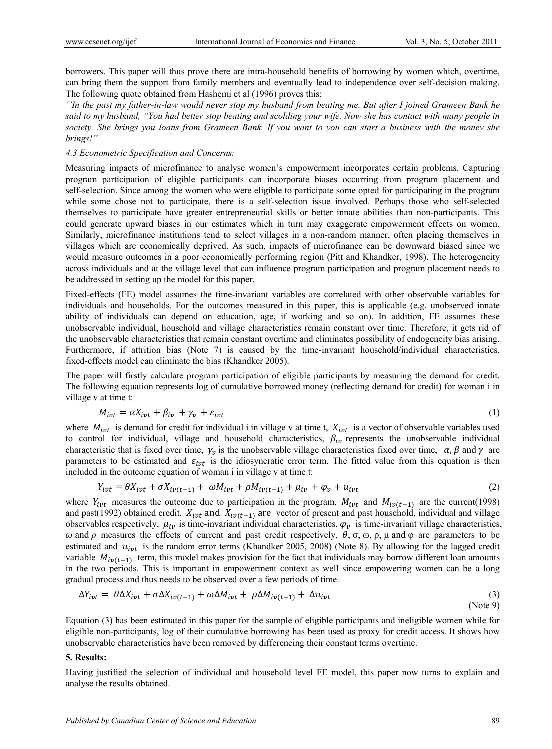borrowers. This paper will thus prove there are intra-household benefits of borrowing by women which, overtime, can bring them the support from family members and eventually lead to independence over self-decision making. The following quote obtained from Hashemi et al (1996) proves this:

*''In the past my father-in-law would never stop my husband from beating me. But after I joined Grameen Bank he said to my husband, "You had better stop beating and scolding your wife. Now she has contact with many people in society. She brings you loans from Grameen Bank. If you want to you can start a business with the money she brings!"*

*4.3 Econometric Specification and Concerns:*

Measuring impacts of microfinance to analyse women's empowerment incorporates certain problems. Capturing program participation of eligible participants can incorporate biases occurring from program placement and self-selection. Since among the women who were eligible to participate some opted for participating in the program while some chose not to participate, there is a self-selection issue involved. Perhaps those who self-selected themselves to participate have greater entrepreneurial skills or better innate abilities than non-participants. This could generate upward biases in our estimates which in turn may exaggerate empowerment effects on women. Similarly, microfinance institutions tend to select villages in a non-random manner, often placing themselves in villages which are economically deprived. As such, impacts of microfinance can be downward biased since we would measure outcomes in a poor economically performing region (Pitt and Khandker, 1998). The heterogeneity across individuals and at the village level that can influence program participation and program placement needs to be addressed in setting up the model for this paper.

Fixed-effects (FE) model assumes the time-invariant variables are correlated with other observable variables for individuals and households. For the outcomes measured in this paper, this is applicable (e.g. unobserved innate ability of individuals can depend on education, age, if working and so on). In addition, FE assumes these unobservable individual, household and village characteristics remain constant over time. Therefore, it gets rid of the unobservable characteristics that remain constant overtime and eliminates possibility of endogeneity bias arising. Furthermore, if attrition bias (Note 7) is caused by the time-invariant household/individual characteristics, fixed-effects model can eliminate the bias (Khandker 2005).

The paper will firstly calculate program participation of eligible participants by measuring the demand for credit. The following equation represents log of cumulative borrowed money (reflecting demand for credit) for woman i in village v at time t:

$$M_{ivt} = \alpha X_{ivt} + \beta_{iv} + \gamma_v + \varepsilon_{ivt} \tag{1}$$

where $M_{ivt}$ is demand for credit for individual i in village v at time t, $X_{ivt}$ is a vector of observable variables used to control for individual, village and household characteristics, $\beta_{iv}$ represents the unobservable individual characteristic that is fixed over time, $\gamma_v$ is the unobservable village characteristics fixed over time, $\alpha, \beta$ and $\gamma$ are parameters to be estimated and $\varepsilon_{ivt}$ is the idiosyncratic error term. The fitted value from this equation is then included in the outcome equation of woman i in village v at time t:

$$Y_{ivt} = \theta X_{ivt} + \sigma X_{iv(t-1)} + \omega M_{ivt} + \rho M_{iv(t-1)} + \mu_{iv} + \varphi_v + u_{ivt} \tag{2}$$

where $Y_{ivt}$ measures the outcome due to participation in the program, $M_{ivt}$ and $M_{iv(t-1)}$ are the current(1998) and past(1992) obtained credit, $X_{ivt}$ and $X_{iv(t-1)}$ are vector of present and past household, individual and village observables respectively, $\mu_{iv}$ is time-invariant individual characteristics, $\varphi_v$ is time-invariant village characteristics, $\omega$ and $\rho$ measures the effects of current and past credit respectively, $\theta$, $\sigma$, $\omega$, $\rho$, $\mu$ and $\varphi$ are parameters to be estimated and $u_{ivt}$ is the random error terms (Khandker 2005, 2008) (Note 8). By allowing for the lagged credit variable $M_{iv(t-1)}$ term, this model makes provision for the fact that individuals may borrow different loan amounts in the two periods. This is important in empowerment context as well since empowering women can be a long gradual process and thus needs to be observed over a few periods of time.

$$\Delta Y_{ivt} = \theta \Delta X_{ivt} + \sigma \Delta X_{iv(t-1)} + \omega \Delta M_{ivt} + \rho \Delta M_{iv(t-1)} + \Delta u_{ivt} \tag{3}$$

(Note 9)

Equation (3) has been estimated in this paper for the sample of eligible participants and ineligible women while for eligible non-participants, log of their cumulative borrowing has been used as proxy for credit access. It shows how unobservable characteristics have been removed by differencing their constant terms overtime.

## 5. Results:

Having justified the selection of individual and household level FE model, this paper now turns to explain and analyse the results obtained.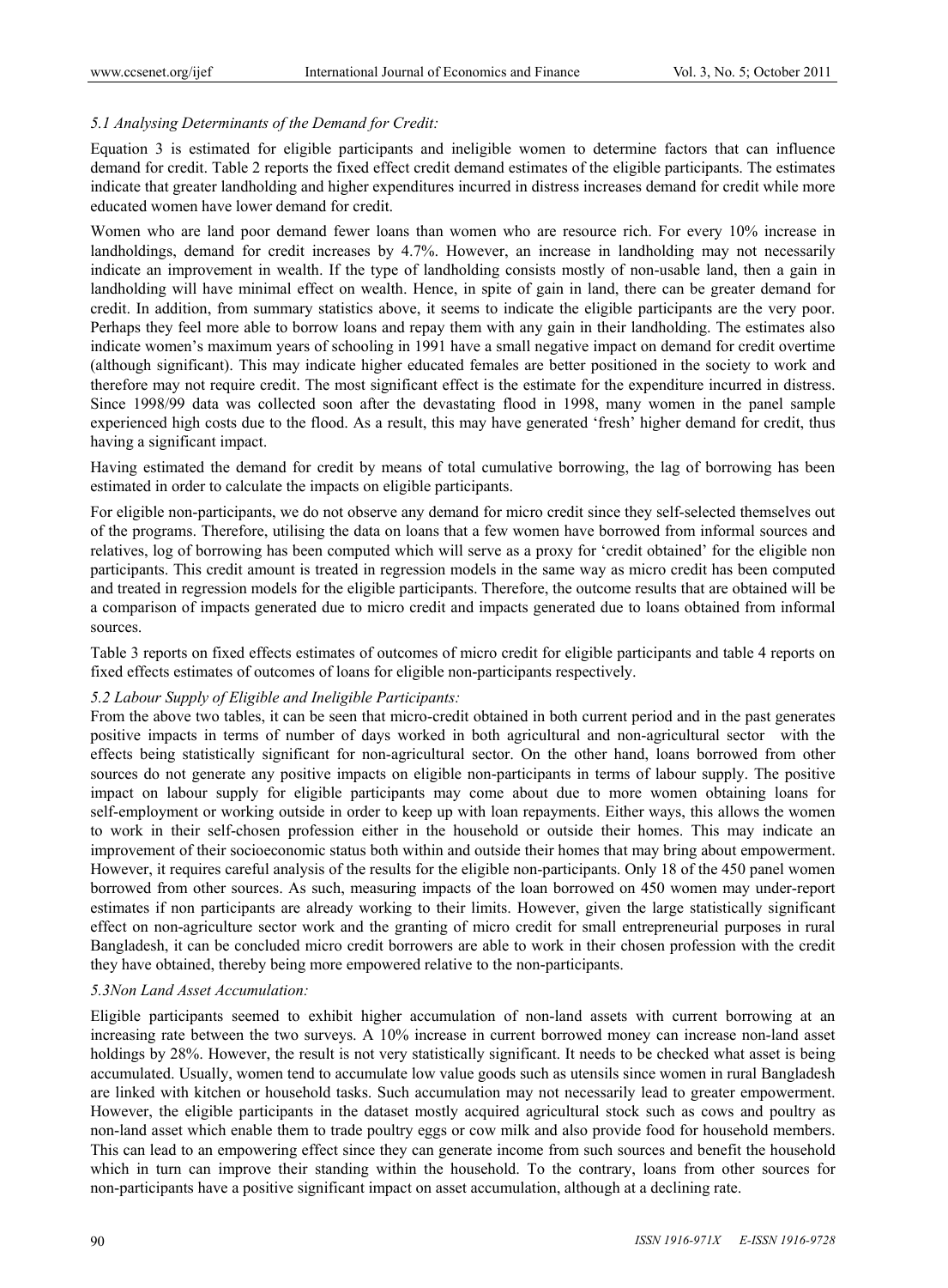*5.1 Analysing Determinants of the Demand for Credit:*

Equation 3 is estimated for eligible participants and ineligible women to determine factors that can influence demand for credit. Table 2 reports the fixed effect credit demand estimates of the eligible participants. The estimates indicate that greater landholding and higher expenditures incurred in distress increases demand for credit while more educated women have lower demand for credit.

Women who are land poor demand fewer loans than women who are resource rich. For every 10% increase in landholdings, demand for credit increases by 4.7%. However, an increase in landholding may not necessarily indicate an improvement in wealth. If the type of landholding consists mostly of non-usable land, then a gain in landholding will have minimal effect on wealth. Hence, in spite of gain in land, there can be greater demand for credit. In addition, from summary statistics above, it seems to indicate the eligible participants are the very poor. Perhaps they feel more able to borrow loans and repay them with any gain in their landholding. The estimates also indicate women's maximum years of schooling in 1991 have a small negative impact on demand for credit overtime (although significant). This may indicate higher educated females are better positioned in the society to work and therefore may not require credit. The most significant effect is the estimate for the expenditure incurred in distress. Since 1998/99 data was collected soon after the devastating flood in 1998, many women in the panel sample experienced high costs due to the flood. As a result, this may have generated 'fresh' higher demand for credit, thus having a significant impact.

Having estimated the demand for credit by means of total cumulative borrowing, the lag of borrowing has been estimated in order to calculate the impacts on eligible participants.

For eligible non-participants, we do not observe any demand for micro credit since they self-selected themselves out of the programs. Therefore, utilising the data on loans that a few women have borrowed from informal sources and relatives, log of borrowing has been computed which will serve as a proxy for 'credit obtained' for the eligible non participants. This credit amount is treated in regression models in the same way as micro credit has been computed and treated in regression models for the eligible participants. Therefore, the outcome results that are obtained will be a comparison of impacts generated due to micro credit and impacts generated due to loans obtained from informal sources.

Table 3 reports on fixed effects estimates of outcomes of micro credit for eligible participants and table 4 reports on fixed effects estimates of outcomes of loans for eligible non-participants respectively.

*5.2 Labour Supply of Eligible and Ineligible Participants:*

From the above two tables, it can be seen that micro-credit obtained in both current period and in the past generates positive impacts in terms of number of days worked in both agricultural and non-agricultural sector with the effects being statistically significant for non-agricultural sector. On the other hand, loans borrowed from other sources do not generate any positive impacts on eligible non-participants in terms of labour supply. The positive impact on labour supply for eligible participants may come about due to more women obtaining loans for self-employment or working outside in order to keep up with loan repayments. Either ways, this allows the women to work in their self-chosen profession either in the household or outside their homes. This may indicate an improvement of their socioeconomic status both within and outside their homes that may bring about empowerment. However, it requires careful analysis of the results for the eligible non-participants. Only 18 of the 450 panel women borrowed from other sources. As such, measuring impacts of the loan borrowed on 450 women may under-report estimates if non participants are already working to their limits. However, given the large statistically significant effect on non-agriculture sector work and the granting of micro credit for small entrepreneurial purposes in rural Bangladesh, it can be concluded micro credit borrowers are able to work in their chosen profession with the credit they have obtained, thereby being more empowered relative to the non-participants.

*5.3Non Land Asset Accumulation:*

Eligible participants seemed to exhibit higher accumulation of non-land assets with current borrowing at an increasing rate between the two surveys. A 10% increase in current borrowed money can increase non-land asset holdings by 28%. However, the result is not very statistically significant. It needs to be checked what asset is being accumulated. Usually, women tend to accumulate low value goods such as utensils since women in rural Bangladesh are linked with kitchen or household tasks. Such accumulation may not necessarily lead to greater empowerment. However, the eligible participants in the dataset mostly acquired agricultural stock such as cows and poultry as non-land asset which enable them to trade poultry eggs or cow milk and also provide food for household members. This can lead to an empowering effect since they can generate income from such sources and benefit the household which in turn can improve their standing within the household. To the contrary, loans from other sources for non-participants have a positive significant impact on asset accumulation, although at a declining rate.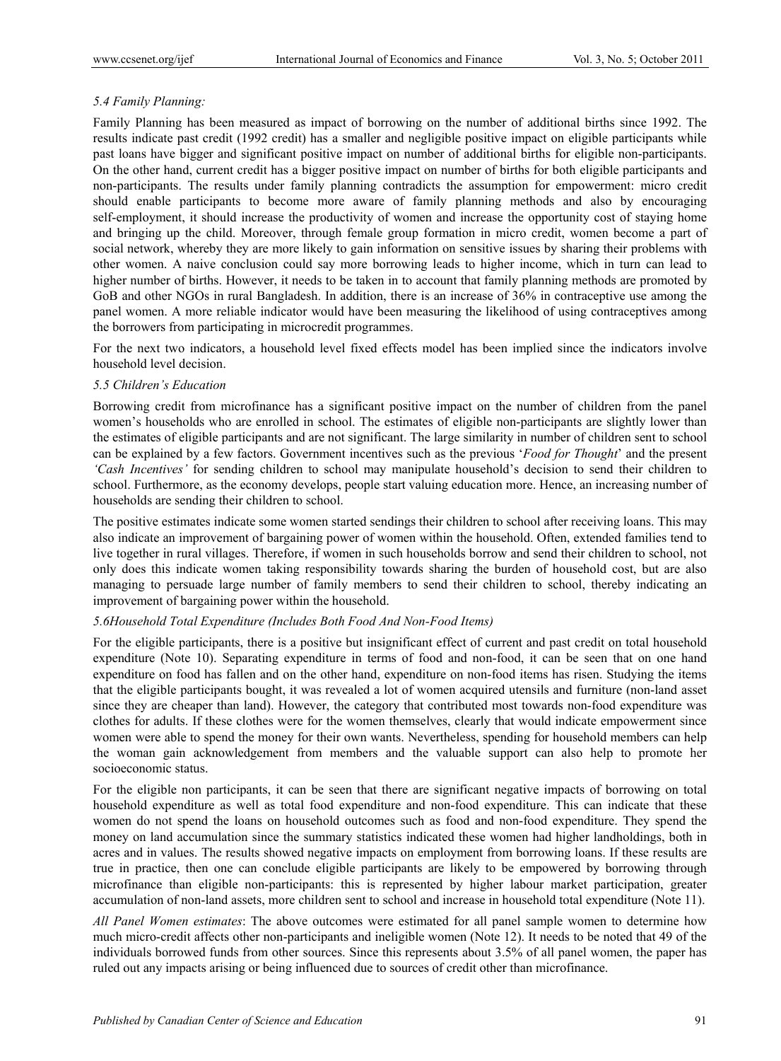### *5.4 Family Planning:*

Family Planning has been measured as impact of borrowing on the number of additional births since 1992. The results indicate past credit (1992 credit) has a smaller and negligible positive impact on eligible participants while past loans have bigger and significant positive impact on number of additional births for eligible non-participants. On the other hand, current credit has a bigger positive impact on number of births for both eligible participants and non-participants. The results under family planning contradicts the assumption for empowerment: micro credit should enable participants to become more aware of family planning methods and also by encouraging self-employment, it should increase the productivity of women and increase the opportunity cost of staying home and bringing up the child. Moreover, through female group formation in micro credit, women become a part of social network, whereby they are more likely to gain information on sensitive issues by sharing their problems with other women. A naive conclusion could say more borrowing leads to higher income, which in turn can lead to higher number of births. However, it needs to be taken in to account that family planning methods are promoted by GoB and other NGOs in rural Bangladesh. In addition, there is an increase of 36% in contraceptive use among the panel women. A more reliable indicator would have been measuring the likelihood of using contraceptives among the borrowers from participating in microcredit programmes.

For the next two indicators, a household level fixed effects model has been implied since the indicators involve household level decision.

### *5.5 Children's Education*

Borrowing credit from microfinance has a significant positive impact on the number of children from the panel women's households who are enrolled in school. The estimates of eligible non-participants are slightly lower than the estimates of eligible participants and are not significant. The large similarity in number of children sent to school can be explained by a few factors. Government incentives such as the previous '*Food for Thought*' and the present *'Cash Incentives'* for sending children to school may manipulate household's decision to send their children to school. Furthermore, as the economy develops, people start valuing education more. Hence, an increasing number of households are sending their children to school.

The positive estimates indicate some women started sendings their children to school after receiving loans. This may also indicate an improvement of bargaining power of women within the household. Often, extended families tend to live together in rural villages. Therefore, if women in such households borrow and send their children to school, not only does this indicate women taking responsibility towards sharing the burden of household cost, but are also managing to persuade large number of family members to send their children to school, thereby indicating an improvement of bargaining power within the household.

### *5.6Household Total Expenditure (Includes Both Food And Non-Food Items)*

For the eligible participants, there is a positive but insignificant effect of current and past credit on total household expenditure (Note 10). Separating expenditure in terms of food and non-food, it can be seen that on one hand expenditure on food has fallen and on the other hand, expenditure on non-food items has risen. Studying the items that the eligible participants bought, it was revealed a lot of women acquired utensils and furniture (non-land asset since they are cheaper than land). However, the category that contributed most towards non-food expenditure was clothes for adults. If these clothes were for the women themselves, clearly that would indicate empowerment since women were able to spend the money for their own wants. Nevertheless, spending for household members can help the woman gain acknowledgement from members and the valuable support can also help to promote her socioeconomic status.

For the eligible non participants, it can be seen that there are significant negative impacts of borrowing on total household expenditure as well as total food expenditure and non-food expenditure. This can indicate that these women do not spend the loans on household outcomes such as food and non-food expenditure. They spend the money on land accumulation since the summary statistics indicated these women had higher landholdings, both in acres and in values. The results showed negative impacts on employment from borrowing loans. If these results are true in practice, then one can conclude eligible participants are likely to be empowered by borrowing through microfinance than eligible non-participants: this is represented by higher labour market participation, greater accumulation of non-land assets, more children sent to school and increase in household total expenditure (Note 11).

*All Panel Women estimates*: The above outcomes were estimated for all panel sample women to determine how much micro-credit affects other non-participants and ineligible women (Note 12). It needs to be noted that 49 of the individuals borrowed funds from other sources. Since this represents about 3.5% of all panel women, the paper has ruled out any impacts arising or being influenced due to sources of credit other than microfinance.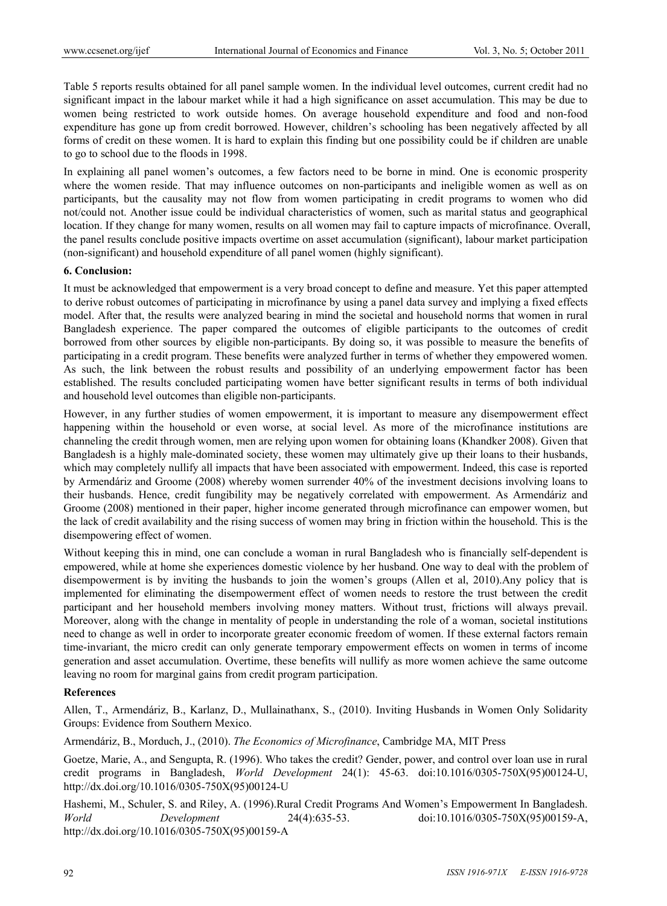Table 5 reports results obtained for all panel sample women. In the individual level outcomes, current credit had no significant impact in the labour market while it had a high significance on asset accumulation. This may be due to women being restricted to work outside homes. On average household expenditure and food and non-food expenditure has gone up from credit borrowed. However, children's schooling has been negatively affected by all forms of credit on these women. It is hard to explain this finding but one possibility could be if children are unable to go to school due to the floods in 1998.

In explaining all panel women's outcomes, a few factors need to be borne in mind. One is economic prosperity where the women reside. That may influence outcomes on non-participants and ineligible women as well as on participants, but the causality may not flow from women participating in credit programs to women who did not/could not. Another issue could be individual characteristics of women, such as marital status and geographical location. If they change for many women, results on all women may fail to capture impacts of microfinance. Overall, the panel results conclude positive impacts overtime on asset accumulation (significant), labour market participation (non-significant) and household expenditure of all panel women (highly significant).

### 6. Conclusion:

It must be acknowledged that empowerment is a very broad concept to define and measure. Yet this paper attempted to derive robust outcomes of participating in microfinance by using a panel data survey and implying a fixed effects model. After that, the results were analyzed bearing in mind the societal and household norms that women in rural Bangladesh experience. The paper compared the outcomes of eligible participants to the outcomes of credit borrowed from other sources by eligible non-participants. By doing so, it was possible to measure the benefits of participating in a credit program. These benefits were analyzed further in terms of whether they empowered women. As such, the link between the robust results and possibility of an underlying empowerment factor has been established. The results concluded participating women have better significant results in terms of both individual and household level outcomes than eligible non-participants.

However, in any further studies of women empowerment, it is important to measure any disempowerment effect happening within the household or even worse, at social level. As more of the microfinance institutions are channeling the credit through women, men are relying upon women for obtaining loans (Khandker 2008). Given that Bangladesh is a highly male-dominated society, these women may ultimately give up their loans to their husbands, which may completely nullify all impacts that have been associated with empowerment. Indeed, this case is reported by Armendáriz and Groome (2008) whereby women surrender 40% of the investment decisions involving loans to their husbands. Hence, credit fungibility may be negatively correlated with empowerment. As Armendáriz and Groome (2008) mentioned in their paper, higher income generated through microfinance can empower women, but the lack of credit availability and the rising success of women may bring in friction within the household. This is the disempowering effect of women.

Without keeping this in mind, one can conclude a woman in rural Bangladesh who is financially self-dependent is empowered, while at home she experiences domestic violence by her husband. One way to deal with the problem of disempowerment is by inviting the husbands to join the women's groups (Allen et al, 2010).Any policy that is implemented for eliminating the disempowerment effect of women needs to restore the trust between the credit participant and her household members involving money matters. Without trust, frictions will always prevail. Moreover, along with the change in mentality of people in understanding the role of a woman, societal institutions need to change as well in order to incorporate greater economic freedom of women. If these external factors remain time-invariant, the micro credit can only generate temporary empowerment effects on women in terms of income generation and asset accumulation. Overtime, these benefits will nullify as more women achieve the same outcome leaving no room for marginal gains from credit program participation.

### References

Allen, T., Armendáriz, B., Karlanz, D., Mullainathanx, S., (2010). Inviting Husbands in Women Only Solidarity Groups: Evidence from Southern Mexico.

Armendáriz, B., Morduch, J., (2010). *The Economics of Microfinance*, Cambridge MA, MIT Press

Goetze, Marie, A., and Sengupta, R. (1996). Who takes the credit? Gender, power, and control over loan use in rural credit programs in Bangladesh, *World Development* 24(1): 45-63. doi:10.1016/0305-750X(95)00124-U, http://dx.doi.org/10.1016/0305-750X(95)00124-U

Hashemi, M., Schuler, S. and Riley, A. (1996).Rural Credit Programs And Women's Empowerment In Bangladesh. *World Development* 24(4):635-53. doi:10.1016/0305-750X(95)00159-A, http://dx.doi.org/10.1016/0305-750X(95)00159-A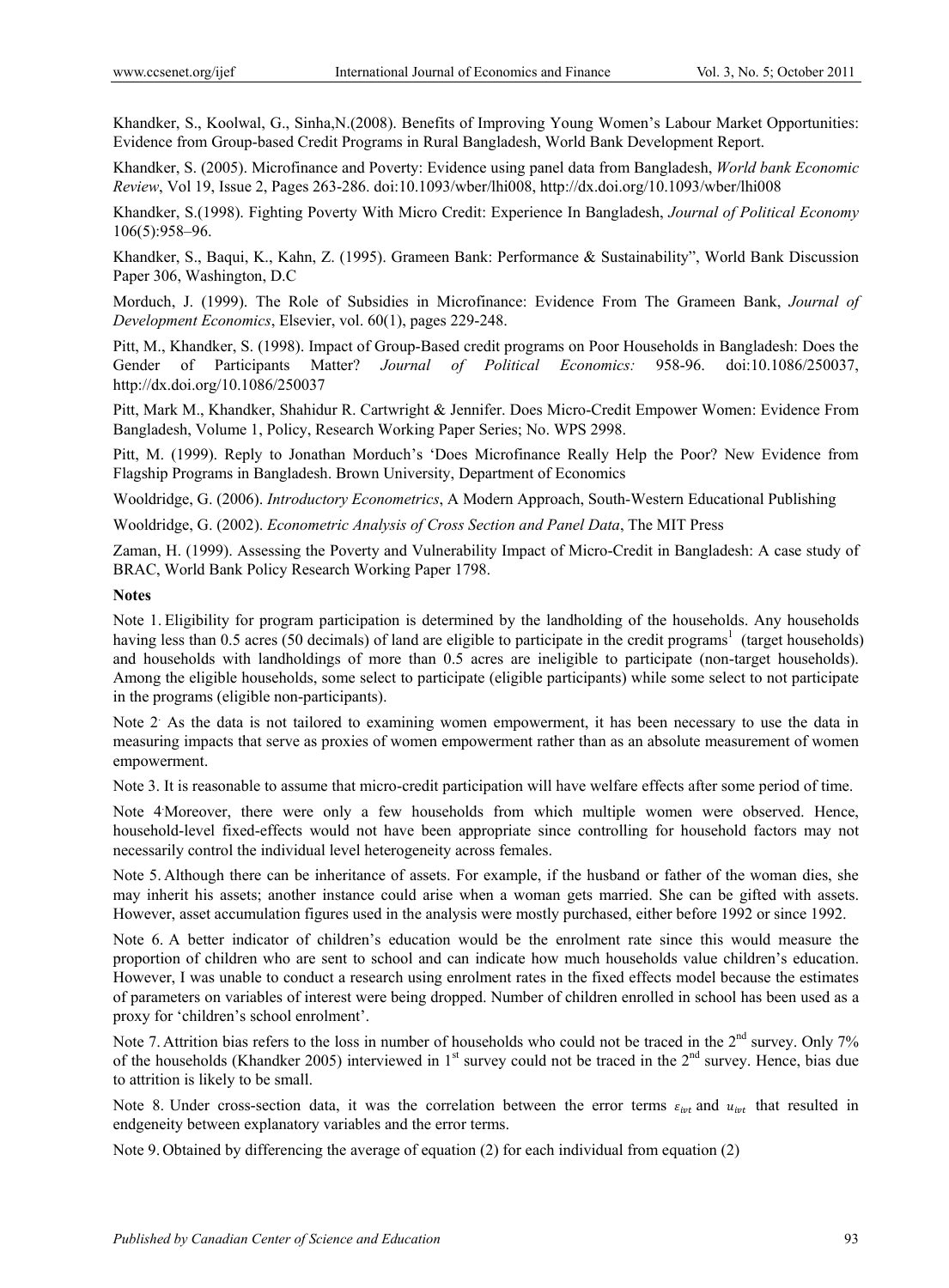Khandker, S., Koolwal, G., Sinha,N.(2008). Benefits of Improving Young Women's Labour Market Opportunities: Evidence from Group-based Credit Programs in Rural Bangladesh, World Bank Development Report.

Khandker, S. (2005). Microfinance and Poverty: Evidence using panel data from Bangladesh, *World bank Economic Review*, Vol 19, Issue 2, Pages 263-286. doi:10.1093/wber/lhi008, http://dx.doi.org/10.1093/wber/lhi008

Khandker, S.(1998). Fighting Poverty With Micro Credit: Experience In Bangladesh, *Journal of Political Economy* 106(5):958–96.

Khandker, S., Baqui, K., Kahn, Z. (1995). Grameen Bank: Performance & Sustainability", World Bank Discussion Paper 306, Washington, D.C

Morduch, J. (1999). The Role of Subsidies in Microfinance: Evidence From The Grameen Bank, *Journal of Development Economics*, Elsevier, vol. 60(1), pages 229-248.

Pitt, M., Khandker, S. (1998). Impact of Group-Based credit programs on Poor Households in Bangladesh: Does the Gender of Participants Matter? *Journal of Political Economics:* 958-96. doi:10.1086/250037, http://dx.doi.org/10.1086/250037

Pitt, Mark M., Khandker, Shahidur R. Cartwright & Jennifer. Does Micro-Credit Empower Women: Evidence From Bangladesh, Volume 1, Policy, Research Working Paper Series; No. WPS 2998.

Pitt, M. (1999). Reply to Jonathan Morduch's 'Does Microfinance Really Help the Poor? New Evidence from Flagship Programs in Bangladesh. Brown University, Department of Economics

Wooldridge, G. (2006). *Introductory Econometrics*, A Modern Approach, South-Western Educational Publishing

Wooldridge, G. (2002). *Econometric Analysis of Cross Section and Panel Data*, The MIT Press

Zaman, H. (1999). Assessing the Poverty and Vulnerability Impact of Micro-Credit in Bangladesh: A case study of BRAC, World Bank Policy Research Working Paper 1798.

**Notes**

Note 1. Eligibility for program participation is determined by the landholding of the households. Any households having less than 0.5 acres (50 decimals) of land are eligible to participate in the credit programs[1] (target households) and households with landholdings of more than 0.5 acres are ineligible to participate (non-target households). Among the eligible households, some select to participate (eligible participants) while some select to not participate in the programs (eligible non-participants).

Note 2. As the data is not tailored to examining women empowerment, it has been necessary to use the data in measuring impacts that serve as proxies of women empowerment rather than as an absolute measurement of women empowerment.

Note 3. It is reasonable to assume that micro-credit participation will have welfare effects after some period of time.

Note 4. Moreover, there were only a few households from which multiple women were observed. Hence, household-level fixed-effects would not have been appropriate since controlling for household factors may not necessarily control the individual level heterogeneity across females.

Note 5. Although there can be inheritance of assets. For example, if the husband or father of the woman dies, she may inherit his assets; another instance could arise when a woman gets married. She can be gifted with assets. However, asset accumulation figures used in the analysis were mostly purchased, either before 1992 or since 1992.

Note 6. A better indicator of children's education would be the enrolment rate since this would measure the proportion of children who are sent to school and can indicate how much households value children's education. However, I was unable to conduct a research using enrolment rates in the fixed effects model because the estimates of parameters on variables of interest were being dropped. Number of children enrolled in school has been used as a proxy for 'children's school enrolment'.

Note 7. Attrition bias refers to the loss in number of households who could not be traced in the 2nd survey. Only 7% of the households (Khandker 2005) interviewed in 1st survey could not be traced in the 2nd survey. Hence, bias due to attrition is likely to be small.

Note 8. Under cross-section data, it was the correlation between the error terms $\varepsilon_{ivt}$ and $u_{ivt}$ that resulted in endgeneity between explanatory variables and the error terms.

Note 9. Obtained by differencing the average of equation (2) for each individual from equation (2)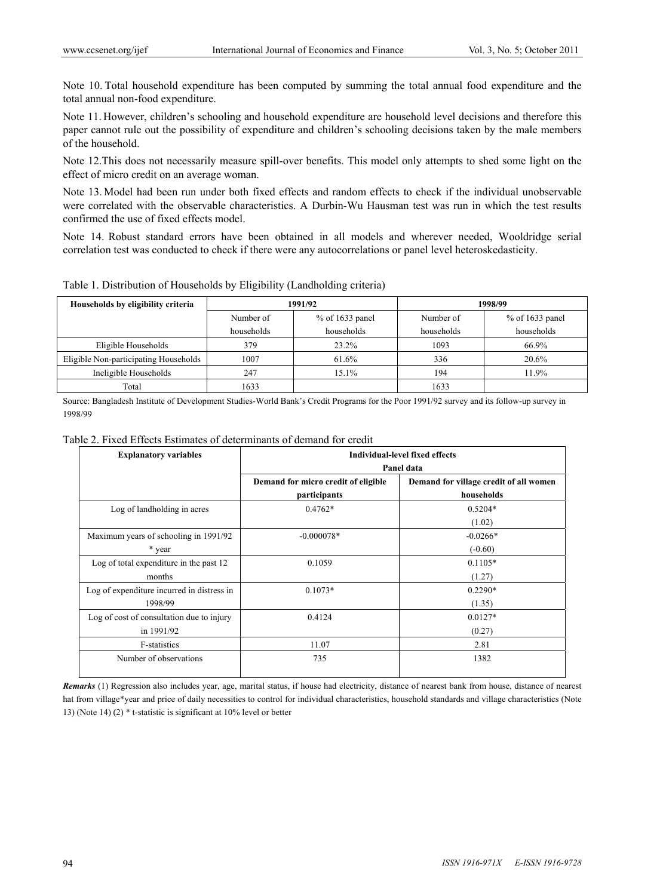Note 10. Total household expenditure has been computed by summing the total annual food expenditure and the total annual non-food expenditure.

Note 11. However, children's schooling and household expenditure are household level decisions and therefore this paper cannot rule out the possibility of expenditure and children's schooling decisions taken by the male members of the household.

Note 12. This does not necessarily measure spill-over benefits. This model only attempts to shed some light on the effect of micro credit on an average woman.

Note 13. Model had been run under both fixed effects and random effects to check if the individual unobservable were correlated with the observable characteristics. A Durbin-Wu Hausman test was run in which the test results confirmed the use of fixed effects model.

Note 14. Robust standard errors have been obtained in all models and wherever needed, Wooldridge serial correlation test was conducted to check if there were any autocorrelations or panel level heteroskedasticity.

Table 1. Distribution of Households by Eligibility (Landholding criteria)

| Households by eligibility criteria | 1991/92 | | 1998/99 | |
|---|---|---|---|---|
| | Number of households | % of 1633 panel households | Number of households | % of 1633 panel households |
| Eligible Households | 379 | 23.2% | 1093 | 66.9% |
| Eligible Non-participating Households | 1007 | 61.6% | 336 | 20.6% |
| Ineligible Households | 247 | 15.1% | 194 | 11.9% |
| Total | 1633 | | 1633 | |

Source: Bangladesh Institute of Development Studies-World Bank's Credit Programs for the Poor 1991/92 survey and its follow-up survey in 1998/99

Table 2. Fixed Effects Estimates of determinants of demand for credit

| Explanatory variables | Individual-level fixed effects Panel data | |
|---|---|---|
| | Demand for micro credit of eligible participants | Demand for village credit of all women households |
| Log of landholding in acres | 0.4762* | 0.5204* (1.02) |
| Maximum years of schooling in 1991/92 * year | -0.000078* | -0.0266* (-0.60) |
| Log of total expenditure in the past 12 months | 0.1059 | 0.1105* (1.27) |
| Log of expenditure incurred in distress in 1998/99 | 0.1073* | 0.2290* (1.35) |
| Log of cost of consultation due to injury in 1991/92 | 0.4124 | 0.0127* (0.27) |
| F-statistics | 11.07 | 2.81 |
| Number of observations | 735 | 1382 |

***Remarks*** (1) Regression also includes year, age, marital status, if house had electricity, distance of nearest bank from house, distance of nearest hat from village*year and price of daily necessities to control for individual characteristics, household standards and village characteristics (Note 13) (Note 14) (2) * t-statistic is significant at 10% level or better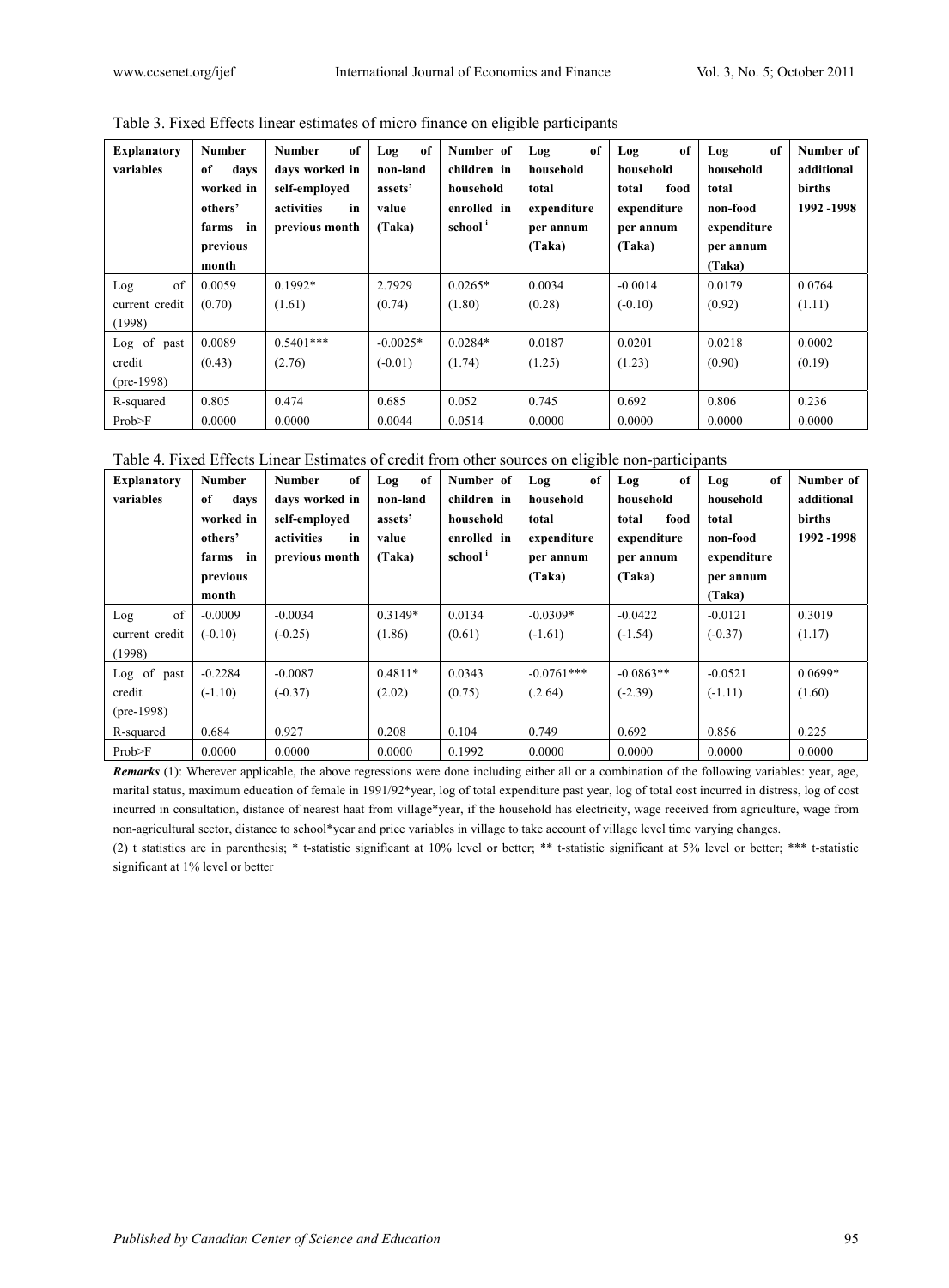Table 3. Fixed Effects linear estimates of micro finance on eligible participants

| Explanatory variables | Number of days worked in others' farms in previous month | Number of days worked in self-employed activities in previous month | Log of non-land assets' value (Taka) | Number of children in household enrolled in school [i] | Log of household total expenditure per annum (Taka) | Log of household total food expenditure per annum (Taka) | Log of household total non-food expenditure per annum (Taka) | Number of additional births 1992 -1998 |
|---|---|---|---|---|---|---|---|---|
| Log of current credit (1998) | 0.0059 (0.70) | 0.1992* (1.61) | 2.7929 (0.74) | 0.0265* (1.80) | 0.0034 (0.28) | -0.0014 (-0.10) | 0.0179 (0.92) | 0.0764 (1.11) |
| Log of past credit (pre-1998) | 0.0089 (0.43) | 0.5401*** (2.76) | -0.0025* (-0.01) | 0.0284* (1.74) | 0.0187 (1.25) | 0.0201 (1.23) | 0.0218 (0.90) | 0.0002 (0.19) |
| R-squared | 0.805 | 0.474 | 0.685 | 0.052 | 0.745 | 0.692 | 0.806 | 0.236 |
| Prob>F | 0.0000 | 0.0000 | 0.0044 | 0.0514 | 0.0000 | 0.0000 | 0.0000 | 0.0000 |

Table 4. Fixed Effects Linear Estimates of credit from other sources on eligible non-participants

| Explanatory variables | Number of days worked in others' farms in previous month | Number of days worked in self-employed activities in previous month | Log of non-land assets' value (Taka) | Number of children in household enrolled in school [i] | Log of household total expenditure per annum (Taka) | Log of household total food expenditure per annum (Taka) | Log of household total non-food expenditure per annum (Taka) | Number of additional births 1992 -1998 |
|---|---|---|---|---|---|---|---|---|
| Log of current credit (1998) | -0.0009 (-0.10) | -0.0034 (-0.25) | 0.3149* (1.86) | 0.0134 (0.61) | -0.0309* (-1.61) | -0.0422 (-1.54) | -0.0121 (-0.37) | 0.3019 (1.17) |
| Log of past credit (pre-1998) | -0.2284 (-1.10) | -0.0087 (-0.37) | 0.4811* (2.02) | 0.0343 (0.75) | -0.0761*** (.2.64) | -0.0863** (-2.39) | -0.0521 (-1.11) | 0.0699* (1.60) |
| R-squared | 0.684 | 0.927 | 0.208 | 0.104 | 0.749 | 0.692 | 0.856 | 0.225 |
| Prob>F | 0.0000 | 0.0000 | 0.0000 | 0.1992 | 0.0000 | 0.0000 | 0.0000 | 0.0000 |

***Remarks*** (1): Wherever applicable, the above regressions were done including either all or a combination of the following variables: year, age, marital status, maximum education of female in 1991/92*year, log of total expenditure past year, log of total cost incurred in distress, log of cost incurred in consultation, distance of nearest haat from village*year, if the household has electricity, wage received from agriculture, wage from non-agricultural sector, distance to school*year and price variables in village to take account of village level time varying changes.

(2) t statistics are in parenthesis; * t-statistic significant at 10% level or better; ** t-statistic significant at 5% level or better; *** t-statistic significant at 1% level or better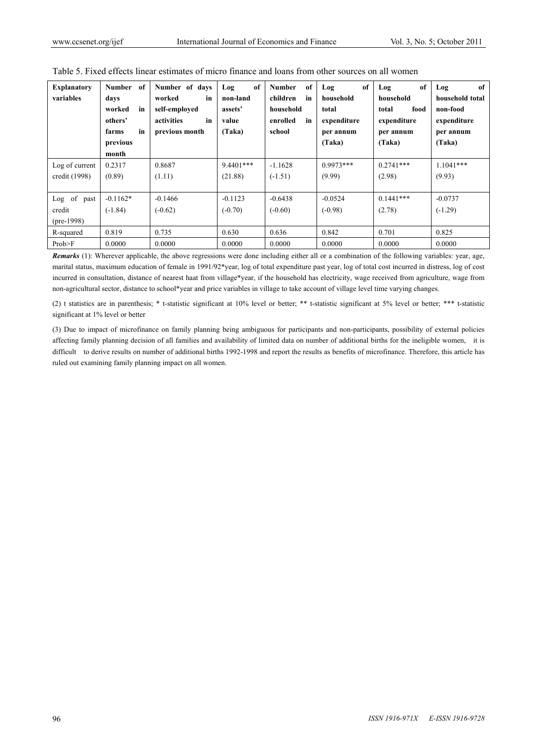Table 5. Fixed effects linear estimates of micro finance and loans from other sources on all women

| Explanatory variables | Number of days worked in others' farms in previous month | Number of days worked in self-employed activities in previous month | Log of non-land assets' value (Taka) | Number of children in household enrolled in school | Log of household total expenditure per annum (Taka) | Log of household total food expenditure per annum (Taka) | Log of household total non-food expenditure per annum (Taka) |
|---|---|---|---|---|---|---|---|
| Log of current credit (1998) | 0.2317<br>(0.89) | 0.8687<br>(1.11) | 9.4401***<br>(21.88) | -1.1628<br>(-1.51) | 0.9973***<br>(9.99) | 0.2741***<br>(2.98) | 1.1041***<br>(9.93) |
| Log of past credit (pre-1998) | -0.1162*<br>(-1.84) | -0.1466<br>(-0.62) | -0.1123<br>(-0.70) | -0.6438<br>(-0.60) | -0.0524<br>(-0.98) | 0.1441***<br>(2.78) | -0.0737<br>(-1.29) |
| R-squared | 0.819 | 0.735 | 0.630 | 0.636 | 0.842 | 0.701 | 0.825 |
| Prob>F | 0.0000 | 0.0000 | 0.0000 | 0.0000 | 0.0000 | 0.0000 | 0.0000 |

***Remarks*** (1): Wherever applicable, the above regressions were done including either all or a combination of the following variables: year, age, marital status, maximum education of female in 1991/92*year, log of total expenditure past year, log of total cost incurred in distress, log of cost incurred in consultation, distance of nearest haat from village*year, if the household has electricity, wage received from agriculture, wage from non-agricultural sector, distance to school*year and price variables in village to take account of village level time varying changes.

(2) t statistics are in parenthesis; * t-statistic significant at 10% level or better; ** t-statistic significant at 5% level or better; *** t-statistic significant at 1% level or better

(3) Due to impact of microfinance on family planning being ambiguous for participants and non-participants, possibility of external policies affecting family planning decision of all families and availability of limited data on number of additional births for the ineligible women, it is difficult to derive results on number of additional births 1992-1998 and report the results as benefits of microfinance. Therefore, this article has ruled out examining family planning impact on all women.